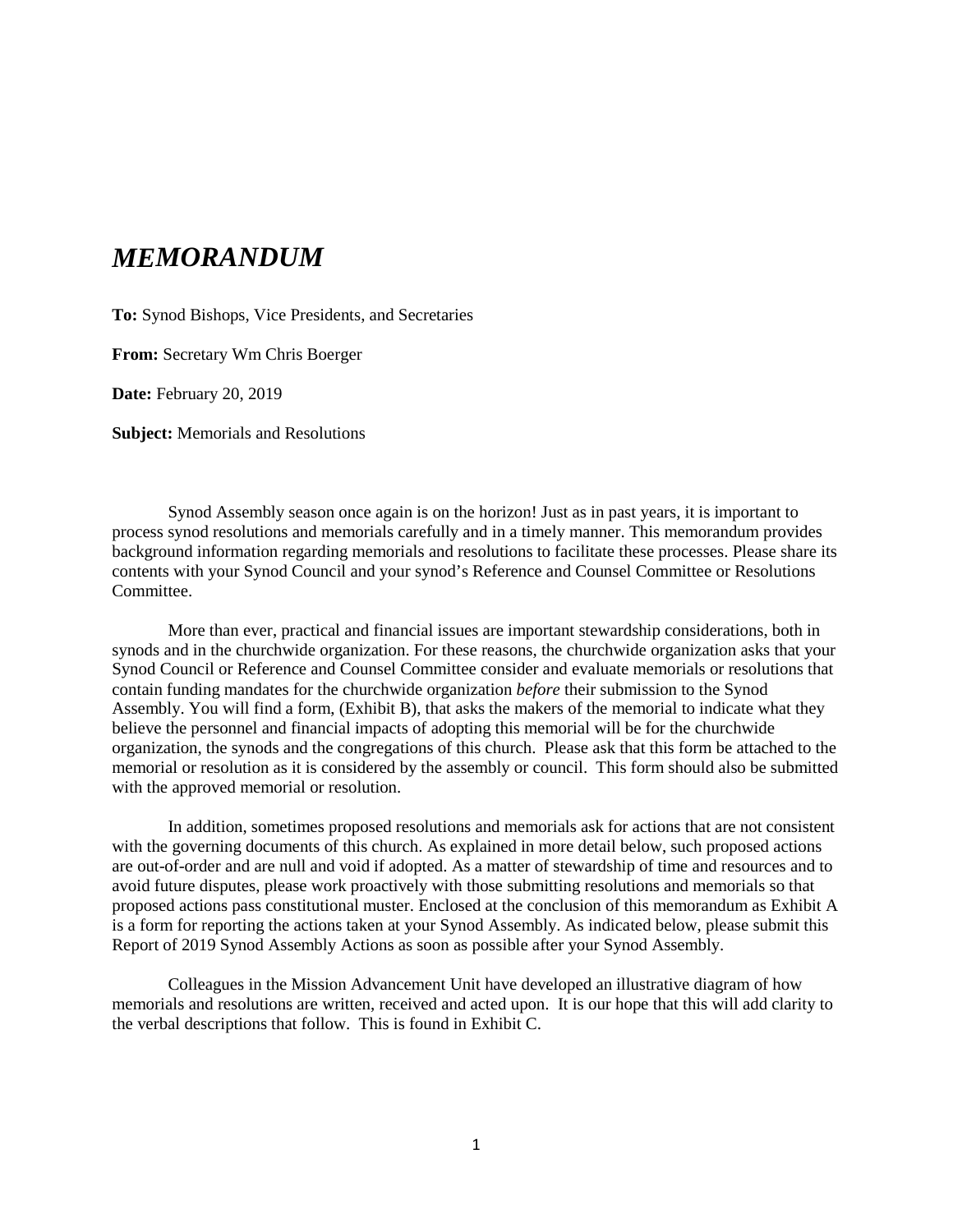# *MEMORANDUM*

**To:** Synod Bishops, Vice Presidents, and Secretaries

**From:** Secretary Wm Chris Boerger

**Date:** February 20, 2019

**Subject:** Memorials and Resolutions

Synod Assembly season once again is on the horizon! Just as in past years, it is important to process synod resolutions and memorials carefully and in a timely manner. This memorandum provides background information regarding memorials and resolutions to facilitate these processes. Please share its contents with your Synod Council and your synod's Reference and Counsel Committee or Resolutions Committee.

More than ever, practical and financial issues are important stewardship considerations, both in synods and in the churchwide organization. For these reasons, the churchwide organization asks that your Synod Council or Reference and Counsel Committee consider and evaluate memorials or resolutions that contain funding mandates for the churchwide organization *before* their submission to the Synod Assembly. You will find a form, (Exhibit B), that asks the makers of the memorial to indicate what they believe the personnel and financial impacts of adopting this memorial will be for the churchwide organization, the synods and the congregations of this church. Please ask that this form be attached to the memorial or resolution as it is considered by the assembly or council. This form should also be submitted with the approved memorial or resolution.

In addition, sometimes proposed resolutions and memorials ask for actions that are not consistent with the governing documents of this church. As explained in more detail below, such proposed actions are out-of-order and are null and void if adopted. As a matter of stewardship of time and resources and to avoid future disputes, please work proactively with those submitting resolutions and memorials so that proposed actions pass constitutional muster. Enclosed at the conclusion of this memorandum as Exhibit A is a form for reporting the actions taken at your Synod Assembly. As indicated below, please submit this Report of 2019 Synod Assembly Actions as soon as possible after your Synod Assembly.

Colleagues in the Mission Advancement Unit have developed an illustrative diagram of how memorials and resolutions are written, received and acted upon. It is our hope that this will add clarity to the verbal descriptions that follow. This is found in Exhibit C.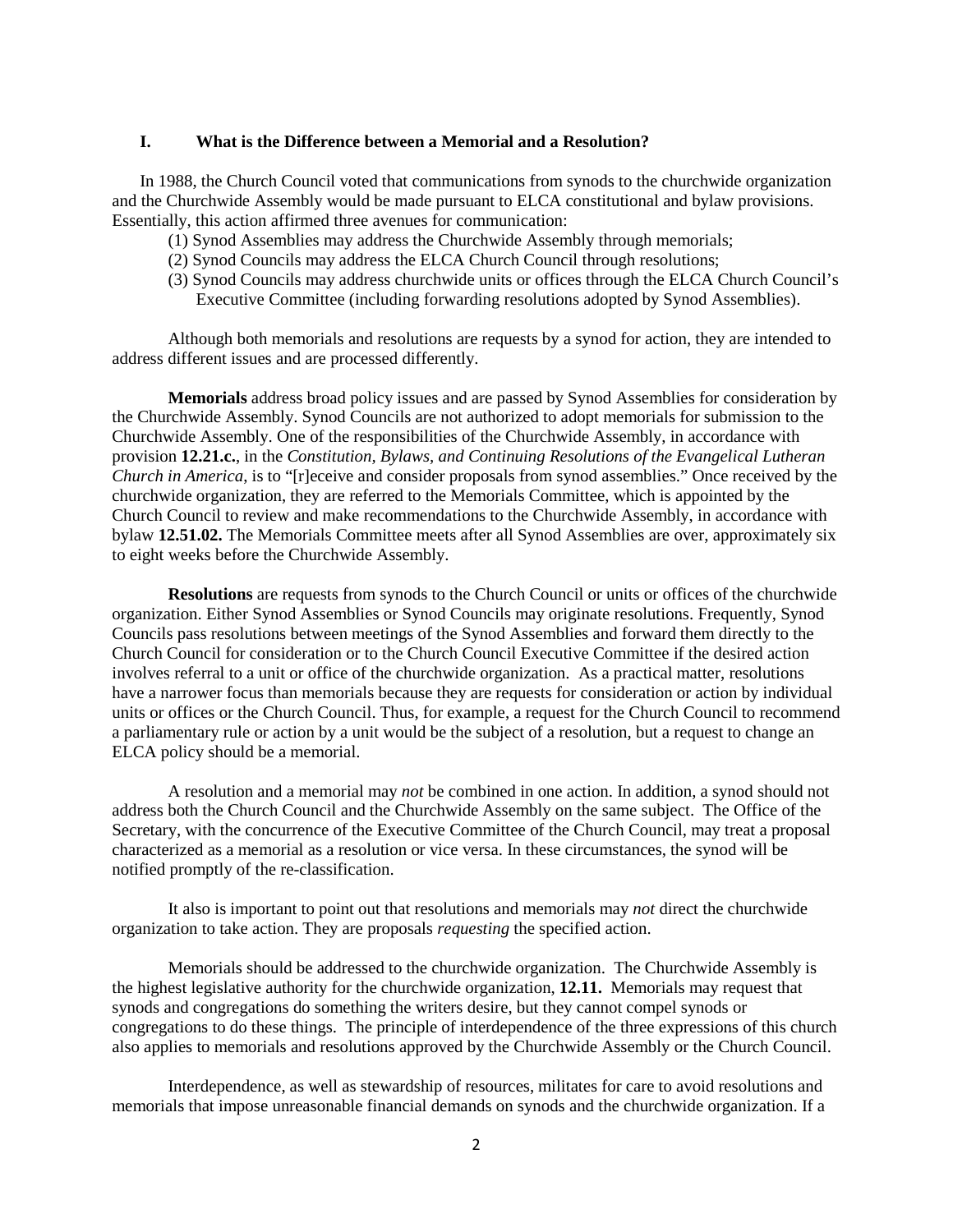## I. What is the Difference between a Memorial and a Resolution?

In 1988, the Church Council voted that communications from synods to the churchwide organization and the Churchwide Assembly would be made pursuant to ELCA constitutional and bylaw provisions. Essentially, this action affirmed three avenues for communication:

(1) Synod Assemblies may address the Churchwide Assembly through memorials;
(2) Synod Councils may address the ELCA Church Council through resolutions;
(3) Synod Councils may address churchwide units or offices through the ELCA Church Council's Executive Committee (including forwarding resolutions adopted by Synod Assemblies).

Although both memorials and resolutions are requests by a synod for action, they are intended to address different issues and are processed differently.

**Memorials** address broad policy issues and are passed by Synod Assemblies for consideration by the Churchwide Assembly. Synod Councils are not authorized to adopt memorials for submission to the Churchwide Assembly. One of the responsibilities of the Churchwide Assembly, in accordance with provision **12.21.c.**, in the *Constitution, Bylaws, and Continuing Resolutions of the Evangelical Lutheran Church in America*, is to "[r]eceive and consider proposals from synod assemblies." Once received by the churchwide organization, they are referred to the Memorials Committee, which is appointed by the Church Council to review and make recommendations to the Churchwide Assembly, in accordance with bylaw **12.51.02.** The Memorials Committee meets after all Synod Assemblies are over, approximately six to eight weeks before the Churchwide Assembly.

**Resolutions** are requests from synods to the Church Council or units or offices of the churchwide organization. Either Synod Assemblies or Synod Councils may originate resolutions. Frequently, Synod Councils pass resolutions between meetings of the Synod Assemblies and forward them directly to the Church Council for consideration or to the Church Council Executive Committee if the desired action involves referral to a unit or office of the churchwide organization. As a practical matter, resolutions have a narrower focus than memorials because they are requests for consideration or action by individual units or offices or the Church Council. Thus, for example, a request for the Church Council to recommend a parliamentary rule or action by a unit would be the subject of a resolution, but a request to change an ELCA policy should be a memorial.

A resolution and a memorial may *not* be combined in one action. In addition, a synod should not address both the Church Council and the Churchwide Assembly on the same subject. The Office of the Secretary, with the concurrence of the Executive Committee of the Church Council, may treat a proposal characterized as a memorial as a resolution or vice versa. In these circumstances, the synod will be notified promptly of the re-classification.

It also is important to point out that resolutions and memorials may *not* direct the churchwide organization to take action. They are proposals *requesting* the specified action.

Memorials should be addressed to the churchwide organization. The Churchwide Assembly is the highest legislative authority for the churchwide organization, **12.11.** Memorials may request that synods and congregations do something the writers desire, but they cannot compel synods or congregations to do these things. The principle of interdependence of the three expressions of this church also applies to memorials and resolutions approved by the Churchwide Assembly or the Church Council.

Interdependence, as well as stewardship of resources, militates for care to avoid resolutions and memorials that impose unreasonable financial demands on synods and the churchwide organization. If a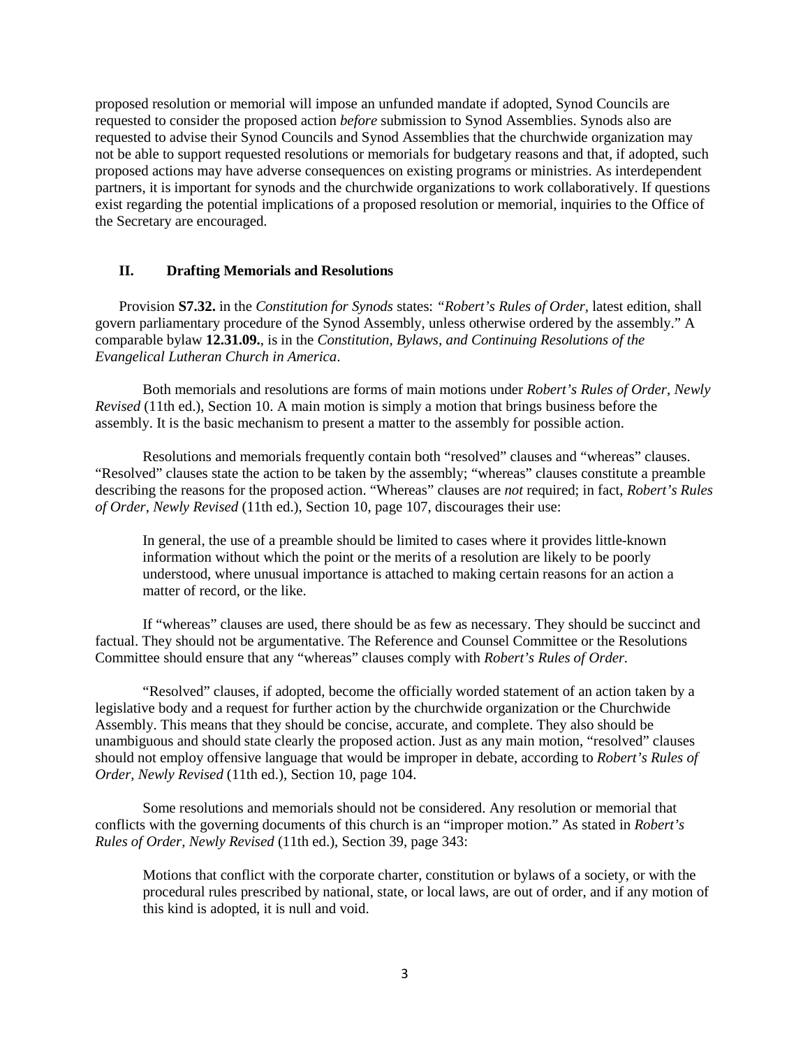proposed resolution or memorial will impose an unfunded mandate if adopted, Synod Councils are requested to consider the proposed action *before* submission to Synod Assemblies. Synods also are requested to advise their Synod Councils and Synod Assemblies that the churchwide organization may not be able to support requested resolutions or memorials for budgetary reasons and that, if adopted, such proposed actions may have adverse consequences on existing programs or ministries. As interdependent partners, it is important for synods and the churchwide organizations to work collaboratively. If questions exist regarding the potential implications of a proposed resolution or memorial, inquiries to the Office of the Secretary are encouraged.

## II. Drafting Memorials and Resolutions

Provision **S7.32.** in the *Constitution for Synods* states: *"Robert's Rules of Order,* latest edition, shall govern parliamentary procedure of the Synod Assembly, unless otherwise ordered by the assembly." A comparable bylaw **12.31.09.**, is in the *Constitution, Bylaws, and Continuing Resolutions of the Evangelical Lutheran Church in America*.

Both memorials and resolutions are forms of main motions under *Robert's Rules of Order, Newly Revised* (11th ed.), Section 10. A main motion is simply a motion that brings business before the assembly. It is the basic mechanism to present a matter to the assembly for possible action.

Resolutions and memorials frequently contain both "resolved" clauses and "whereas" clauses. "Resolved" clauses state the action to be taken by the assembly; "whereas" clauses constitute a preamble describing the reasons for the proposed action. "Whereas" clauses are *not* required; in fact, *Robert's Rules of Order, Newly Revised* (11th ed.), Section 10, page 107, discourages their use:

> In general, the use of a preamble should be limited to cases where it provides little-known information without which the point or the merits of a resolution are likely to be poorly understood, where unusual importance is attached to making certain reasons for an action a matter of record, or the like.

If "whereas" clauses are used, there should be as few as necessary. They should be succinct and factual. They should not be argumentative. The Reference and Counsel Committee or the Resolutions Committee should ensure that any "whereas" clauses comply with *Robert's Rules of Order.*

"Resolved" clauses, if adopted, become the officially worded statement of an action taken by a legislative body and a request for further action by the churchwide organization or the Churchwide Assembly. This means that they should be concise, accurate, and complete. They also should be unambiguous and should state clearly the proposed action. Just as any main motion, "resolved" clauses should not employ offensive language that would be improper in debate, according to *Robert's Rules of Order, Newly Revised* (11th ed.), Section 10, page 104.

Some resolutions and memorials should not be considered. Any resolution or memorial that conflicts with the governing documents of this church is an "improper motion." As stated in *Robert's Rules of Order, Newly Revised* (11th ed.), Section 39, page 343:

> Motions that conflict with the corporate charter, constitution or bylaws of a society, or with the procedural rules prescribed by national, state, or local laws, are out of order, and if any motion of this kind is adopted, it is null and void.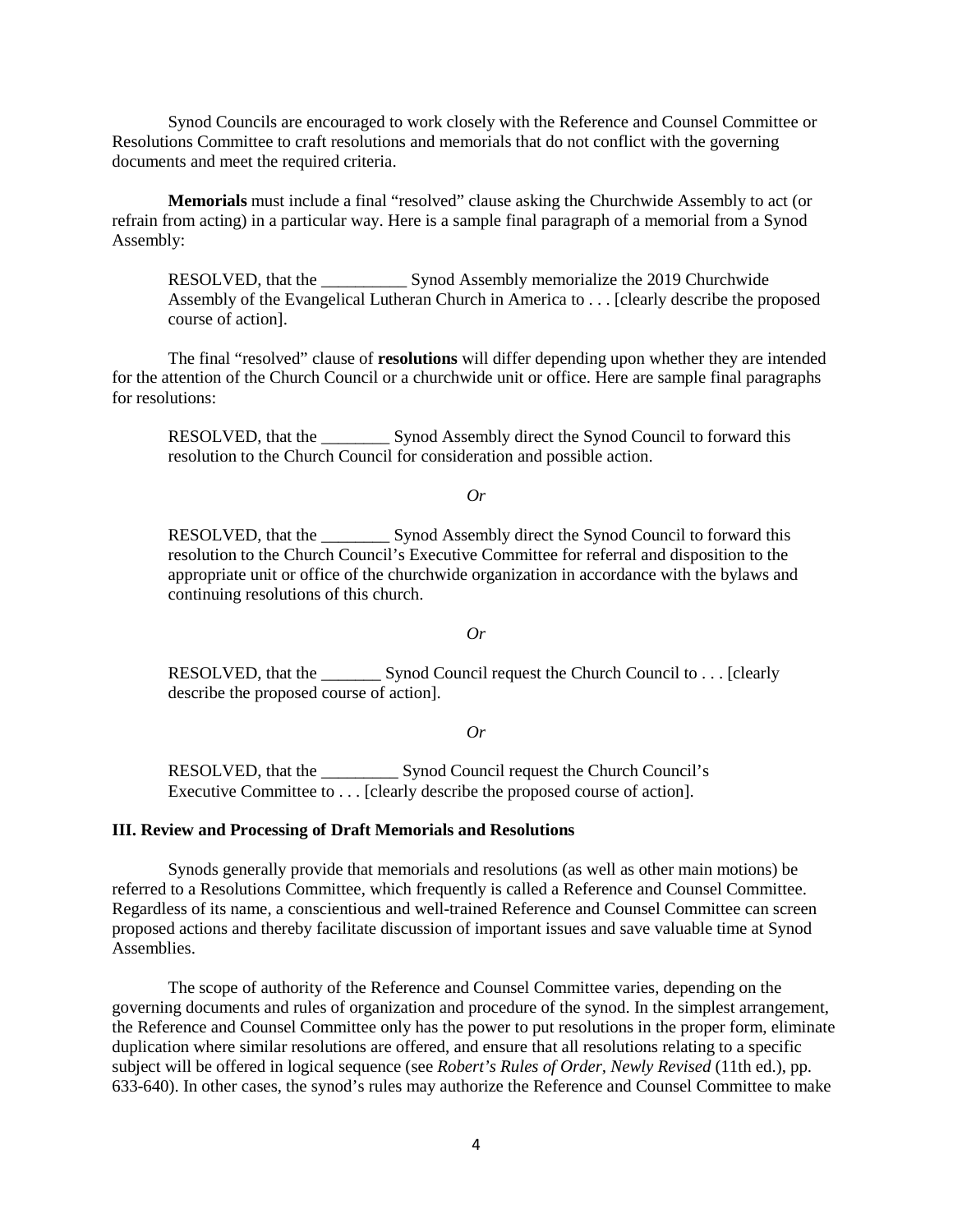Synod Councils are encouraged to work closely with the Reference and Counsel Committee or Resolutions Committee to craft resolutions and memorials that do not conflict with the governing documents and meet the required criteria.

**Memorials** must include a final "resolved" clause asking the Churchwide Assembly to act (or refrain from acting) in a particular way. Here is a sample final paragraph of a memorial from a Synod Assembly:

> RESOLVED, that the __________ Synod Assembly memorialize the 2019 Churchwide Assembly of the Evangelical Lutheran Church in America to . . . [clearly describe the proposed course of action].

The final "resolved" clause of **resolutions** will differ depending upon whether they are intended for the attention of the Church Council or a churchwide unit or office. Here are sample final paragraphs for resolutions:

> RESOLVED, that the ________ Synod Assembly direct the Synod Council to forward this resolution to the Church Council for consideration and possible action.

*Or*

> RESOLVED, that the ________ Synod Assembly direct the Synod Council to forward this resolution to the Church Council's Executive Committee for referral and disposition to the appropriate unit or office of the churchwide organization in accordance with the bylaws and continuing resolutions of this church.

*Or*

> RESOLVED, that the _______ Synod Council request the Church Council to . . . [clearly describe the proposed course of action].

*Or*

> RESOLVED, that the _________ Synod Council request the Church Council's Executive Committee to . . . [clearly describe the proposed course of action].

### III. Review and Processing of Draft Memorials and Resolutions

Synods generally provide that memorials and resolutions (as well as other main motions) be referred to a Resolutions Committee, which frequently is called a Reference and Counsel Committee. Regardless of its name, a conscientious and well-trained Reference and Counsel Committee can screen proposed actions and thereby facilitate discussion of important issues and save valuable time at Synod Assemblies.

The scope of authority of the Reference and Counsel Committee varies, depending on the governing documents and rules of organization and procedure of the synod. In the simplest arrangement, the Reference and Counsel Committee only has the power to put resolutions in the proper form, eliminate duplication where similar resolutions are offered, and ensure that all resolutions relating to a specific subject will be offered in logical sequence (see *Robert's Rules of Order, Newly Revised* (11th ed.), pp. 633-640). In other cases, the synod's rules may authorize the Reference and Counsel Committee to make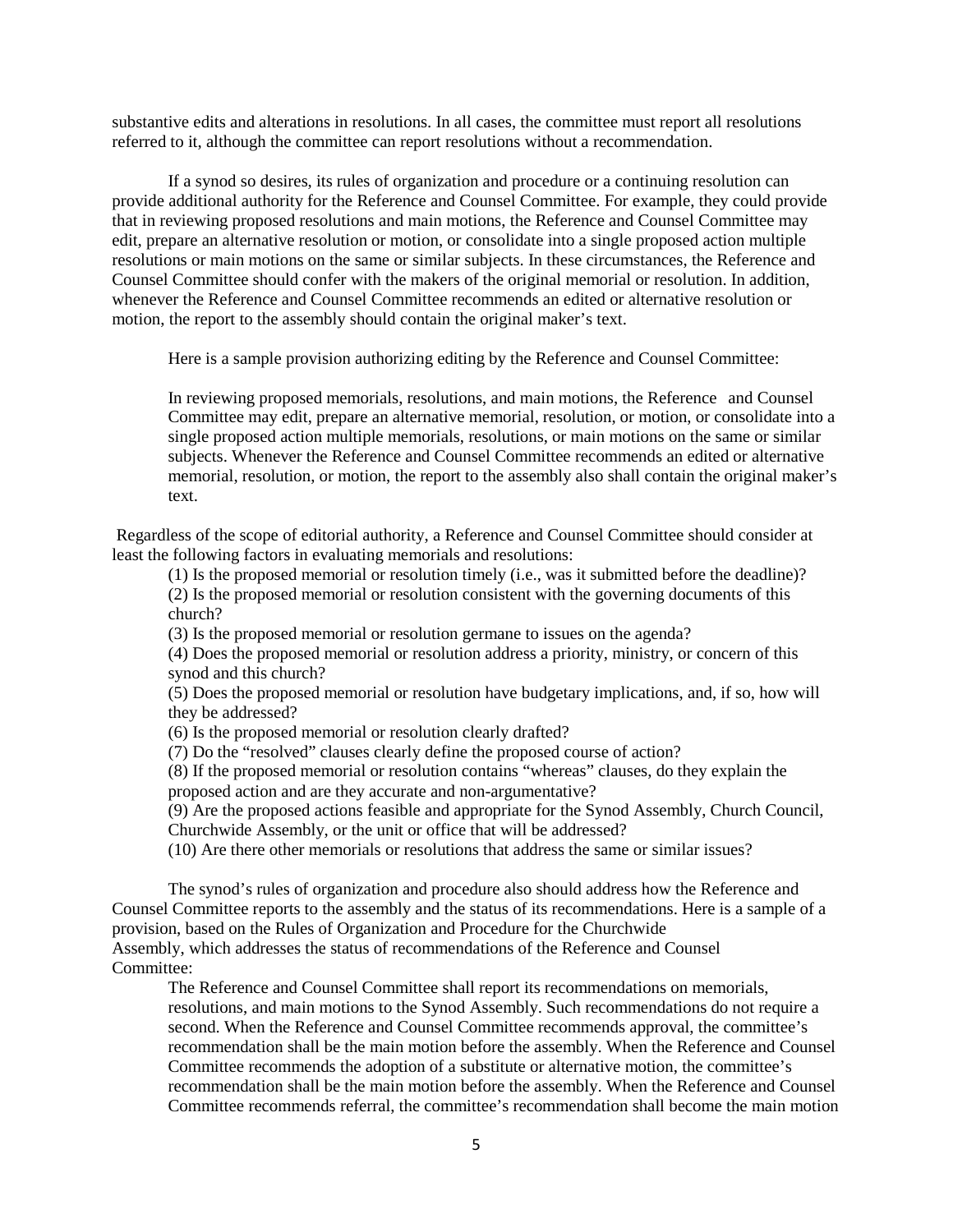substantive edits and alterations in resolutions. In all cases, the committee must report all resolutions referred to it, although the committee can report resolutions without a recommendation.

If a synod so desires, its rules of organization and procedure or a continuing resolution can provide additional authority for the Reference and Counsel Committee. For example, they could provide that in reviewing proposed resolutions and main motions, the Reference and Counsel Committee may edit, prepare an alternative resolution or motion, or consolidate into a single proposed action multiple resolutions or main motions on the same or similar subjects. In these circumstances, the Reference and Counsel Committee should confer with the makers of the original memorial or resolution. In addition, whenever the Reference and Counsel Committee recommends an edited or alternative resolution or motion, the report to the assembly should contain the original maker's text.

Here is a sample provision authorizing editing by the Reference and Counsel Committee:

> In reviewing proposed memorials, resolutions, and main motions, the Reference and Counsel Committee may edit, prepare an alternative memorial, resolution, or motion, or consolidate into a single proposed action multiple memorials, resolutions, or main motions on the same or similar subjects. Whenever the Reference and Counsel Committee recommends an edited or alternative memorial, resolution, or motion, the report to the assembly also shall contain the original maker's text.

Regardless of the scope of editorial authority, a Reference and Counsel Committee should consider at least the following factors in evaluating memorials and resolutions:

(1) Is the proposed memorial or resolution timely (i.e., was it submitted before the deadline)?
(2) Is the proposed memorial or resolution consistent with the governing documents of this church?
(3) Is the proposed memorial or resolution germane to issues on the agenda?
(4) Does the proposed memorial or resolution address a priority, ministry, or concern of this synod and this church?
(5) Does the proposed memorial or resolution have budgetary implications, and, if so, how will they be addressed?
(6) Is the proposed memorial or resolution clearly drafted?
(7) Do the "resolved" clauses clearly define the proposed course of action?
(8) If the proposed memorial or resolution contains "whereas" clauses, do they explain the proposed action and are they accurate and non-argumentative?
(9) Are the proposed actions feasible and appropriate for the Synod Assembly, Church Council, Churchwide Assembly, or the unit or office that will be addressed?
(10) Are there other memorials or resolutions that address the same or similar issues?

The synod's rules of organization and procedure also should address how the Reference and Counsel Committee reports to the assembly and the status of its recommendations. Here is a sample of a provision, based on the Rules of Organization and Procedure for the Churchwide Assembly, which addresses the status of recommendations of the Reference and Counsel Committee:

> The Reference and Counsel Committee shall report its recommendations on memorials, resolutions, and main motions to the Synod Assembly. Such recommendations do not require a second. When the Reference and Counsel Committee recommends approval, the committee's recommendation shall be the main motion before the assembly. When the Reference and Counsel Committee recommends the adoption of a substitute or alternative motion, the committee's recommendation shall be the main motion before the assembly. When the Reference and Counsel Committee recommends referral, the committee's recommendation shall become the main motion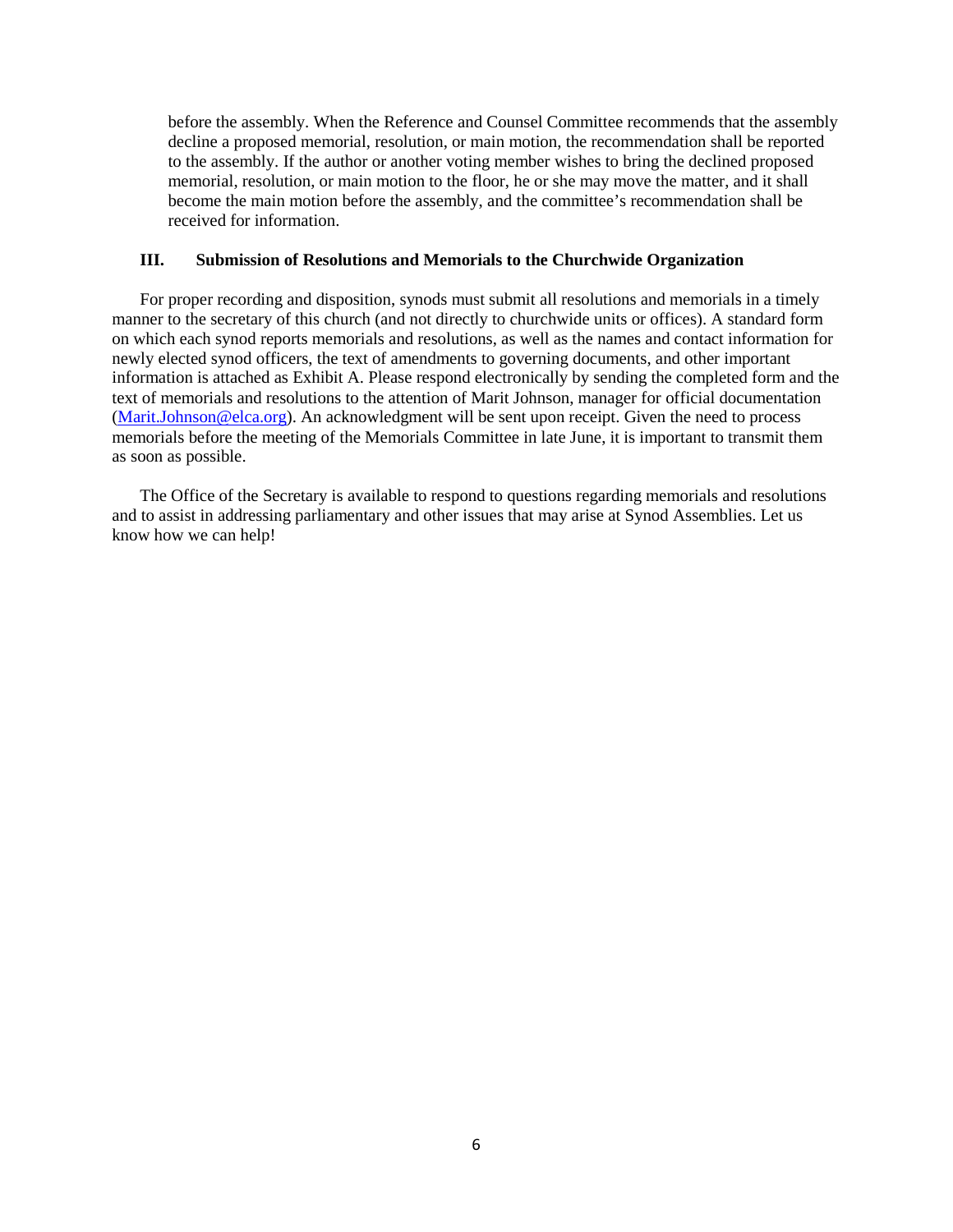before the assembly. When the Reference and Counsel Committee recommends that the assembly decline a proposed memorial, resolution, or main motion, the recommendation shall be reported to the assembly. If the author or another voting member wishes to bring the declined proposed memorial, resolution, or main motion to the floor, he or she may move the matter, and it shall become the main motion before the assembly, and the committee's recommendation shall be received for information.

### III. Submission of Resolutions and Memorials to the Churchwide Organization

For proper recording and disposition, synods must submit all resolutions and memorials in a timely manner to the secretary of this church (and not directly to churchwide units or offices). A standard form on which each synod reports memorials and resolutions, as well as the names and contact information for newly elected synod officers, the text of amendments to governing documents, and other important information is attached as Exhibit A. Please respond electronically by sending the completed form and the text of memorials and resolutions to the attention of Marit Johnson, manager for official documentation (Marit.Johnson@elca.org). An acknowledgment will be sent upon receipt. Given the need to process memorials before the meeting of the Memorials Committee in late June, it is important to transmit them as soon as possible.

The Office of the Secretary is available to respond to questions regarding memorials and resolutions and to assist in addressing parliamentary and other issues that may arise at Synod Assemblies. Let us know how we can help!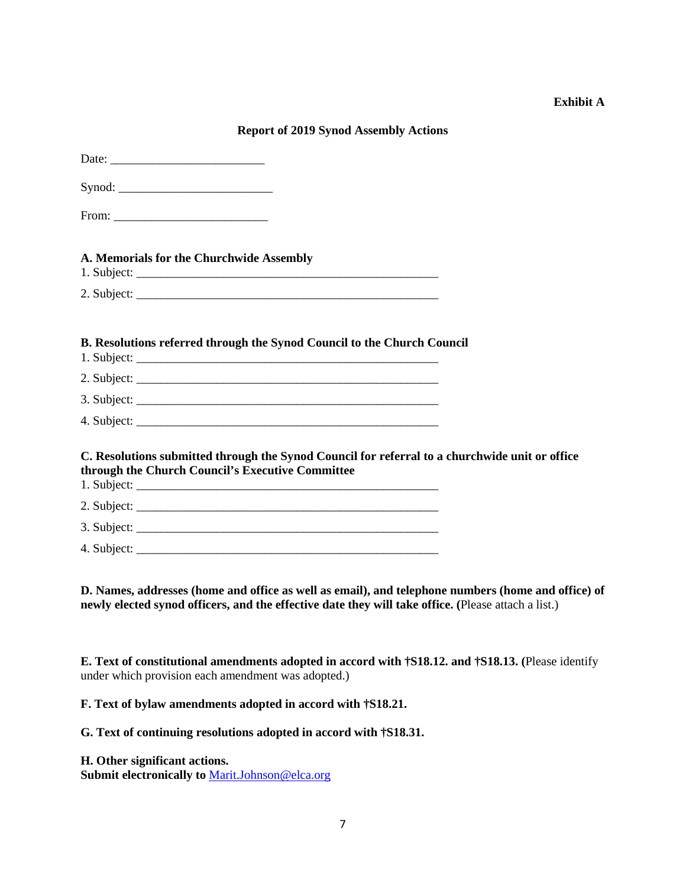**Exhibit A**

## Report of 2019 Synod Assembly Actions

Date: ________________________

Synod: ________________________

From: ________________________

**A. Memorials for the Churchwide Assembly**

1. Subject: ______________________________________________
2. Subject: ______________________________________________

**B. Resolutions referred through the Synod Council to the Church Council**

1. Subject: ______________________________________________
2. Subject: ______________________________________________
3. Subject: ______________________________________________
4. Subject: ______________________________________________

**C. Resolutions submitted through the Synod Council for referral to a churchwide unit or office through the Church Council's Executive Committee**

1. Subject: ______________________________________________
2. Subject: ______________________________________________
3. Subject: ______________________________________________
4. Subject: ______________________________________________

**D. Names, addresses (home and office as well as email), and telephone numbers (home and office) of newly elected synod officers, and the effective date they will take office. (**Please attach a list.)

**E. Text of constitutional amendments adopted in accord with †S18.12. and †S18.13. (**Please identify under which provision each amendment was adopted.)

**F. Text of bylaw amendments adopted in accord with †S18.21.**

**G. Text of continuing resolutions adopted in accord with †S18.31.**

**H. Other significant actions.**
**Submit electronically to** Marit.Johnson@elca.org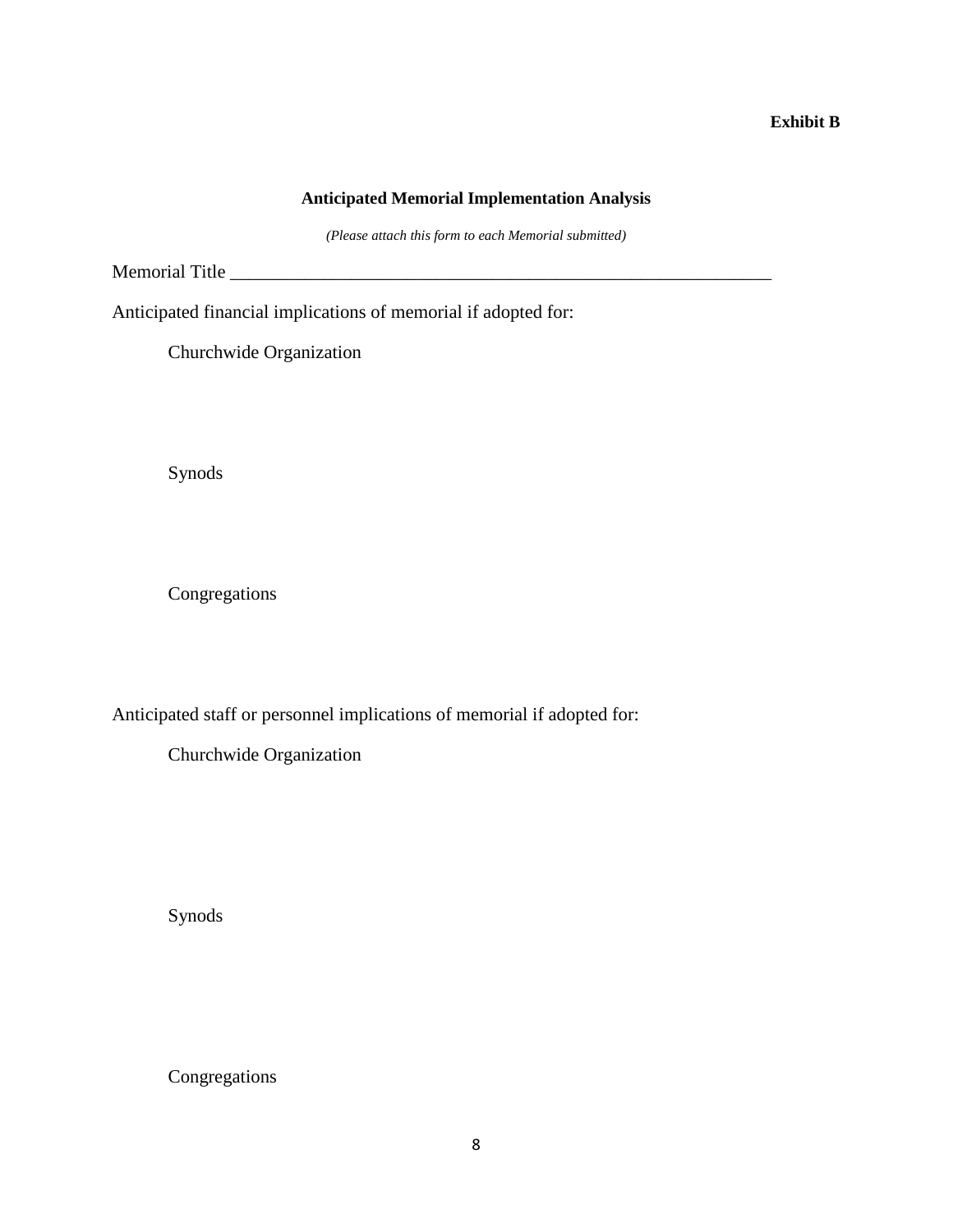**Exhibit B**

**Anticipated Memorial Implementation Analysis**

*(Please attach this form to each Memorial submitted)*

Memorial Title \_\_\_\_\_\_\_\_\_\_\_\_\_\_\_\_\_\_\_\_\_\_\_\_\_\_\_\_\_\_\_\_\_\_\_\_\_\_\_\_\_\_\_\_\_\_\_\_\_\_\_\_\_\_\_\_\_\_\_\_

Anticipated financial implications of memorial if adopted for:

Churchwide Organization

Synods

Congregations

Anticipated staff or personnel implications of memorial if adopted for:

Churchwide Organization

Synods

Congregations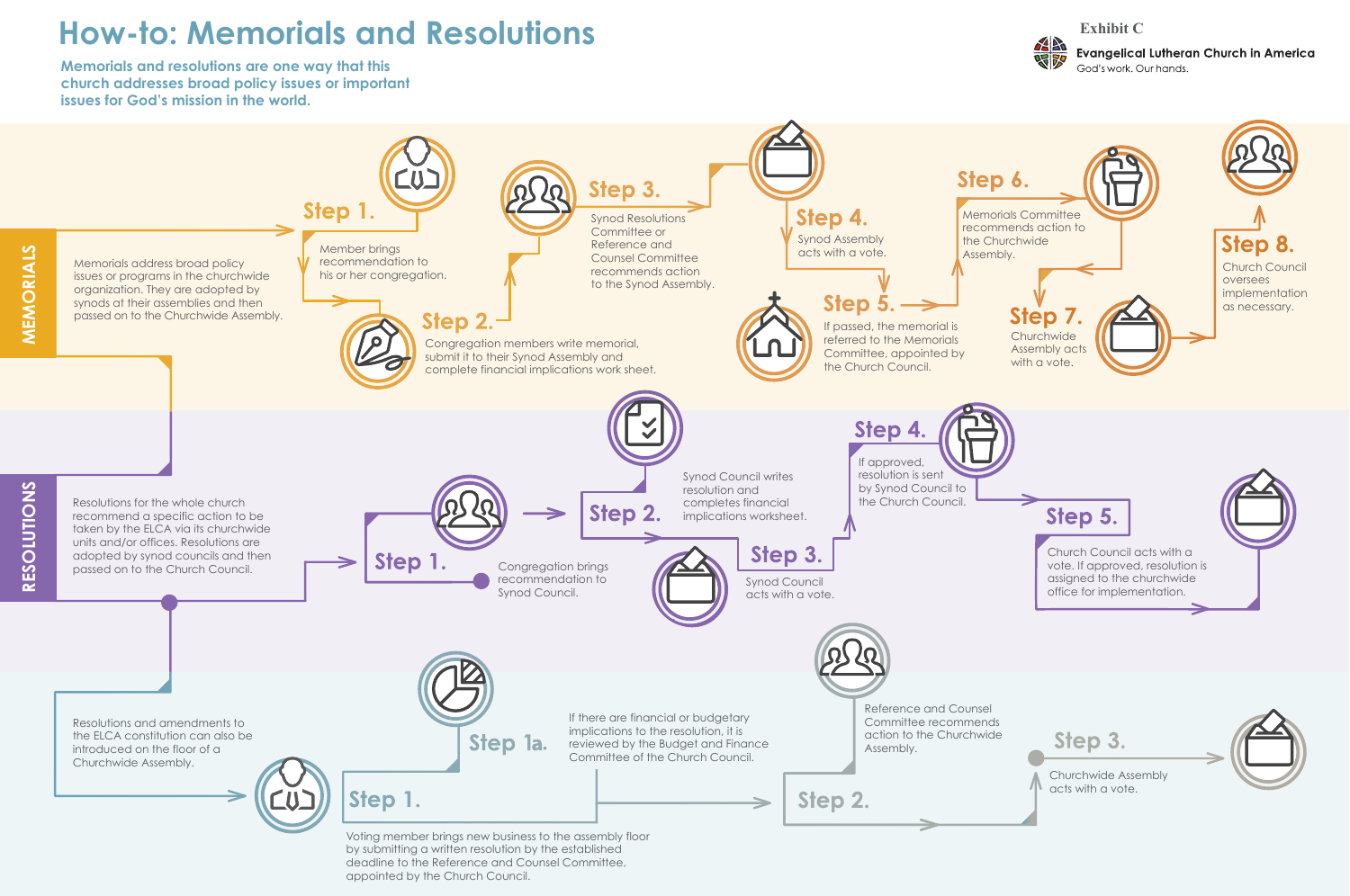Exhibit C

Evangelical Lutheran Church in America
God's work. Our hands.

# How-to: Memorials and Resolutions

Memorials and resolutions are one way that this church addresses broad policy issues or important issues for God's mission in the world.

## MEMORIALS

Memorials address broad policy issues or programs in the churchwide organization. They are adopted by synods at their assemblies and then passed on to the Churchwide Assembly.

**Step 1.** Member brings recommendation to his or her congregation.

**Step 2.** Congregation members write memorial, submit it to their Synod Assembly and complete financial implications work sheet.

**Step 3.** Synod Resolutions Committee or Reference and Counsel Committee recommends action to the Synod Assembly.

**Step 4.** Synod Assembly acts with a vote.

**Step 5.** If passed, the memorial is referred to the Memorials Committee, appointed by the Church Council.

**Step 6.** Memorials Committee recommends action to the Churchwide Assembly.

**Step 7.** Churchwide Assembly acts with a vote.

**Step 8.** Church Council oversees implementation as necessary.

## RESOLUTIONS

Resolutions for the whole church recommend a specific action to be taken by the ELCA via its churchwide units and/or offices. Resolutions are adopted by synod councils and then passed on to the Church Council.

**Step 1.** Congregation brings recommendation to Synod Council.

**Step 2.** Synod Council writes resolution and completes financial implications worksheet.

**Step 3.** Synod Council acts with a vote.

**Step 4.** If approved, resolution is sent by Synod Council to the Church Council.

**Step 5.** Church Council acts with a vote. If approved, resolution is assigned to the churchwide office for implementation.

Resolutions and amendments to the ELCA constitution can also be introduced on the floor of a Churchwide Assembly.

**Step 1.** Voting member brings new business to the assembly floor by submitting a written resolution by the established deadline to the Reference and Counsel Committee, appointed by the Church Council.

**Step 1a.** If there are financial or budgetary implications to the resolution, it is reviewed by the Budget and Finance Committee of the Church Council.

**Step 2.** Reference and Counsel Committee recommends action to the Churchwide Assembly.

**Step 3.** Churchwide Assembly acts with a vote.